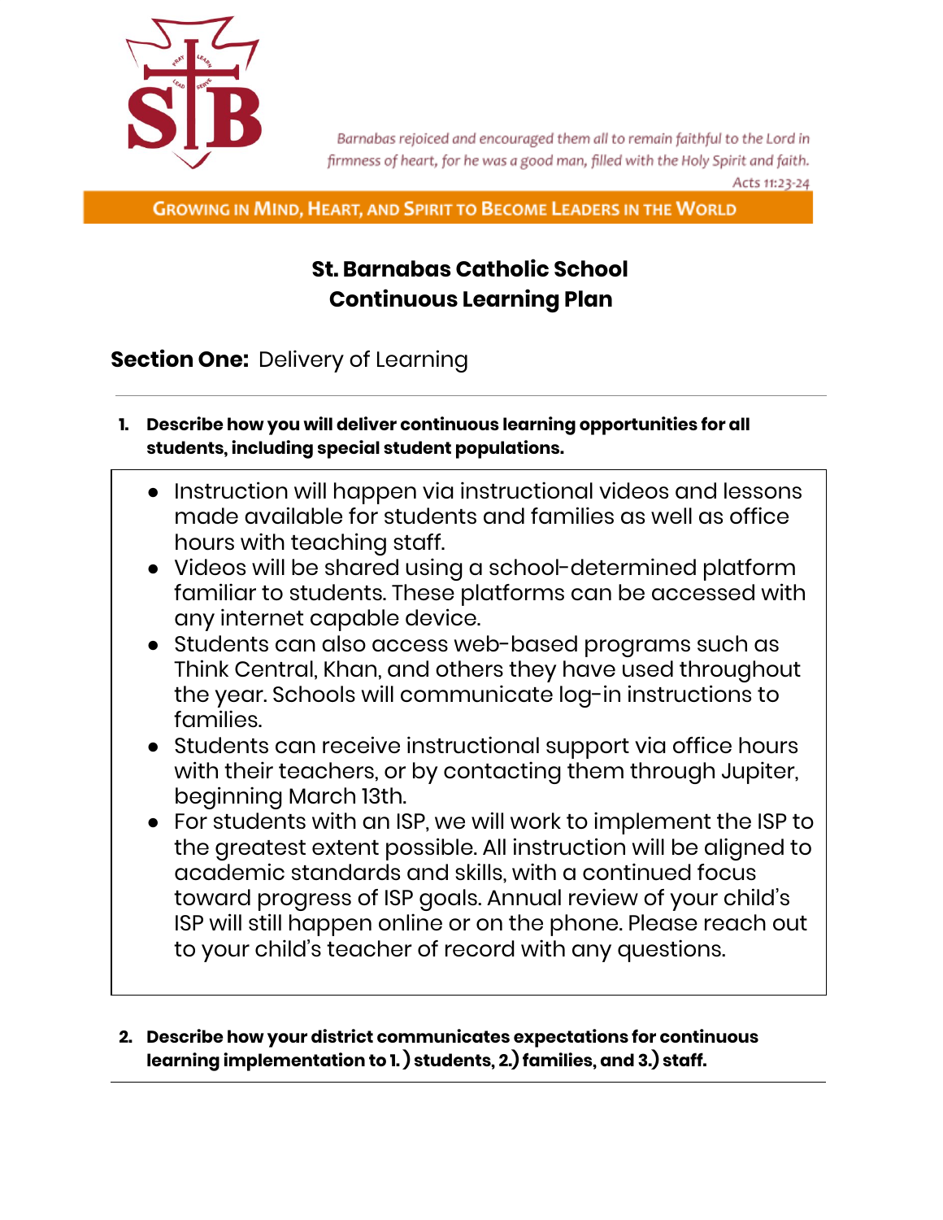*Barnabas rejoiced and encouraged them all to remain faithful to the Lord in firmness of heart, for he was a good man, filled with the Holy Spirit and faith.*
*Acts 11:23-24*

**GROWING IN MIND, HEART, AND SPIRIT TO BECOME LEADERS IN THE WORLD**

# St. Barnabas Catholic School
# Continuous Learning Plan

## **Section One:** Delivery of Learning

1. **Describe how you will deliver continuous learning opportunities for all students, including special student populations.**

- Instruction will happen via instructional videos and lessons made available for students and families as well as office hours with teaching staff.
- Videos will be shared using a school-determined platform familiar to students. These platforms can be accessed with any internet capable device.
- Students can also access web-based programs such as Think Central, Khan, and others they have used throughout the year. Schools will communicate log-in instructions to families.
- Students can receive instructional support via office hours with their teachers, or by contacting them through Jupiter, beginning March 13th.
- For students with an ISP, we will work to implement the ISP to the greatest extent possible. All instruction will be aligned to academic standards and skills, with a continued focus toward progress of ISP goals. Annual review of your child's ISP will still happen online or on the phone. Please reach out to your child's teacher of record with any questions.

2. **Describe how your district communicates expectations for continuous learning implementation to 1.) students, 2.) families, and 3.) staff.**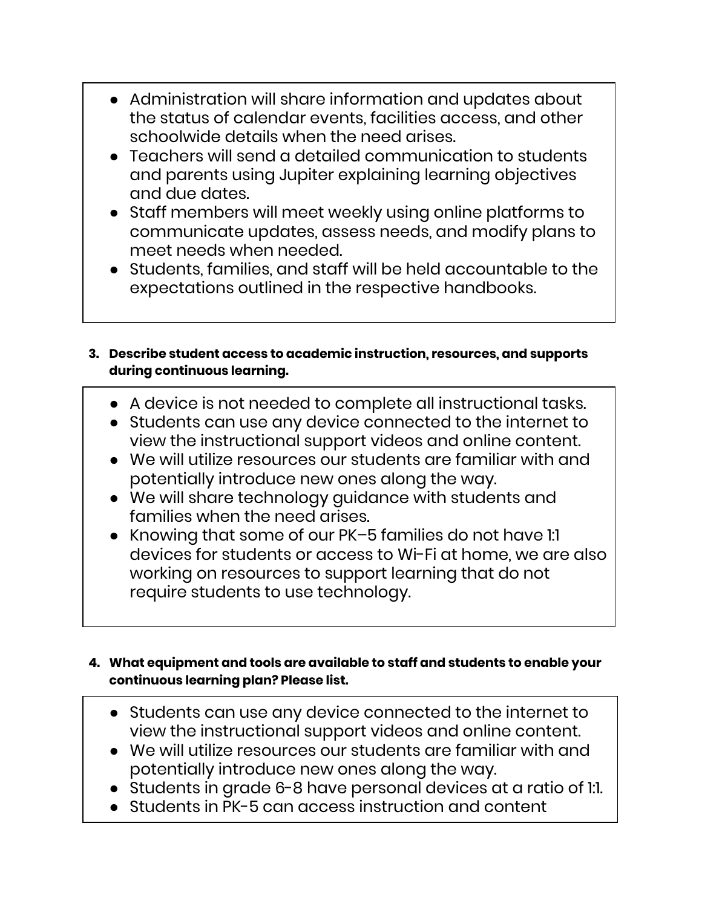- Administration will share information and updates about the status of calendar events, facilities access, and other schoolwide details when the need arises.
- Teachers will send a detailed communication to students and parents using Jupiter explaining learning objectives and due dates.
- Staff members will meet weekly using online platforms to communicate updates, assess needs, and modify plans to meet needs when needed.
- Students, families, and staff will be held accountable to the expectations outlined in the respective handbooks.

**3. Describe student access to academic instruction, resources, and supports during continuous learning.**

- A device is not needed to complete all instructional tasks.
- Students can use any device connected to the internet to view the instructional support videos and online content.
- We will utilize resources our students are familiar with and potentially introduce new ones along the way.
- We will share technology guidance with students and families when the need arises.
- Knowing that some of our PK–5 families do not have 1:1 devices for students or access to Wi-Fi at home, we are also working on resources to support learning that do not require students to use technology.

**4. What equipment and tools are available to staff and students to enable your continuous learning plan? Please list.**

- Students can use any device connected to the internet to view the instructional support videos and online content.
- We will utilize resources our students are familiar with and potentially introduce new ones along the way.
- Students in grade 6-8 have personal devices at a ratio of 1:1.
- Students in PK-5 can access instruction and content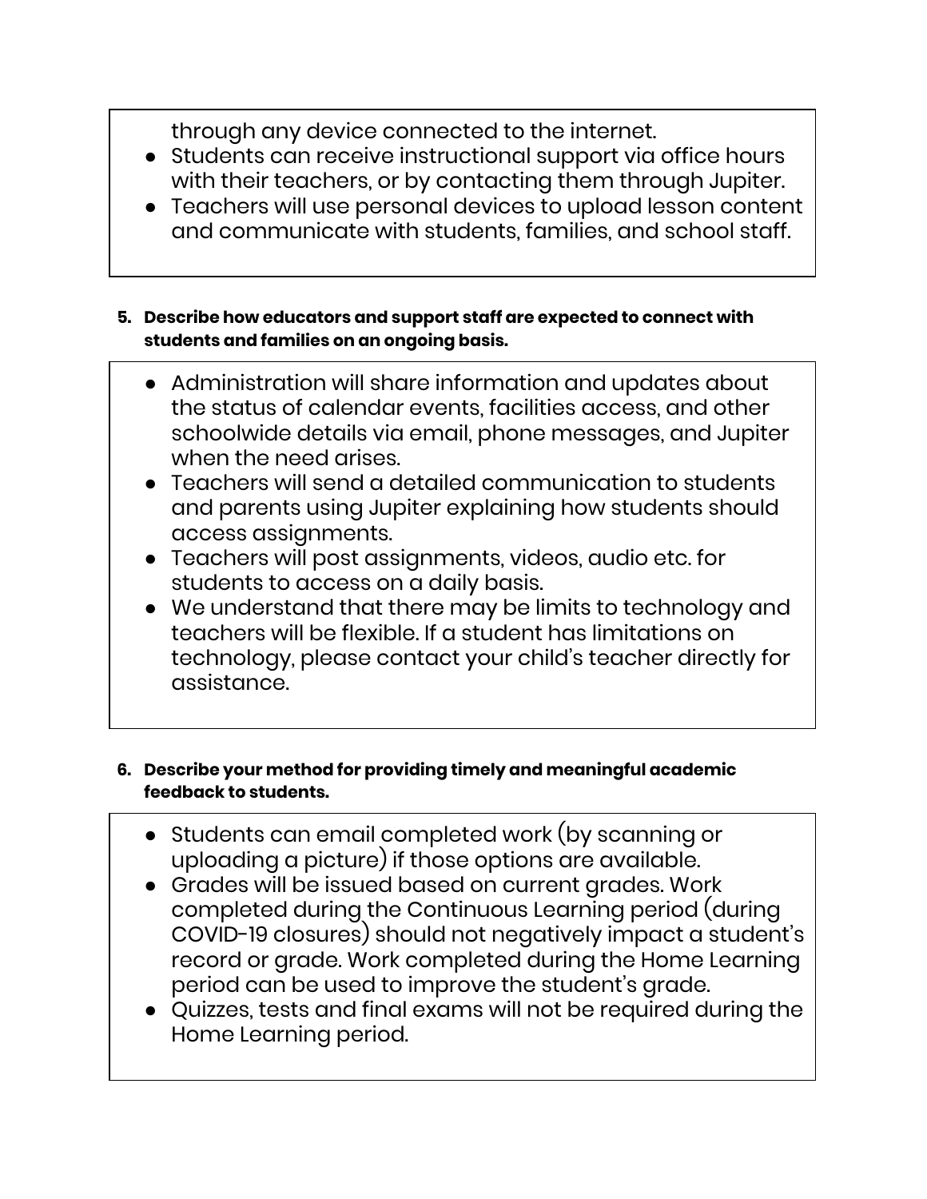through any device connected to the internet.

- Students can receive instructional support via office hours with their teachers, or by contacting them through Jupiter.
- Teachers will use personal devices to upload lesson content and communicate with students, families, and school staff.

**5. Describe how educators and support staff are expected to connect with students and families on an ongoing basis.**

- Administration will share information and updates about the status of calendar events, facilities access, and other schoolwide details via email, phone messages, and Jupiter when the need arises.
- Teachers will send a detailed communication to students and parents using Jupiter explaining how students should access assignments.
- Teachers will post assignments, videos, audio etc. for students to access on a daily basis.
- We understand that there may be limits to technology and teachers will be flexible. If a student has limitations on technology, please contact your child's teacher directly for assistance.

**6. Describe your method for providing timely and meaningful academic feedback to students.**

- Students can email completed work (by scanning or uploading a picture) if those options are available.
- Grades will be issued based on current grades. Work completed during the Continuous Learning period (during COVID-19 closures) should not negatively impact a student's record or grade. Work completed during the Home Learning period can be used to improve the student's grade.
- Quizzes, tests and final exams will not be required during the Home Learning period.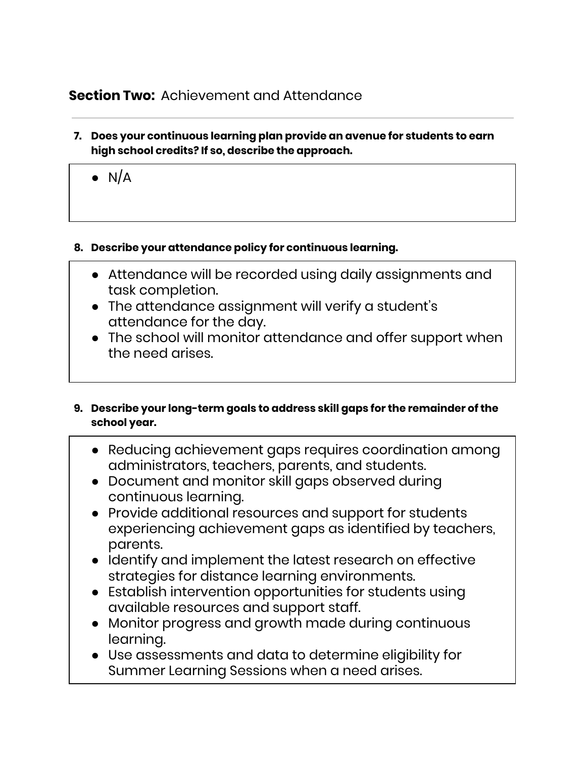## **Section Two:** Achievement and Attendance

---

7. **Does your continuous learning plan provide an avenue for students to earn high school credits? If so, describe the approach.**

- N/A

8. **Describe your attendance policy for continuous learning.**

- Attendance will be recorded using daily assignments and task completion.
- The attendance assignment will verify a student's attendance for the day.
- The school will monitor attendance and offer support when the need arises.

9. **Describe your long-term goals to address skill gaps for the remainder of the school year.**

- Reducing achievement gaps requires coordination among administrators, teachers, parents, and students.
- Document and monitor skill gaps observed during continuous learning.
- Provide additional resources and support for students experiencing achievement gaps as identified by teachers, parents.
- Identify and implement the latest research on effective strategies for distance learning environments.
- Establish intervention opportunities for students using available resources and support staff.
- Monitor progress and growth made during continuous learning.
- Use assessments and data to determine eligibility for Summer Learning Sessions when a need arises.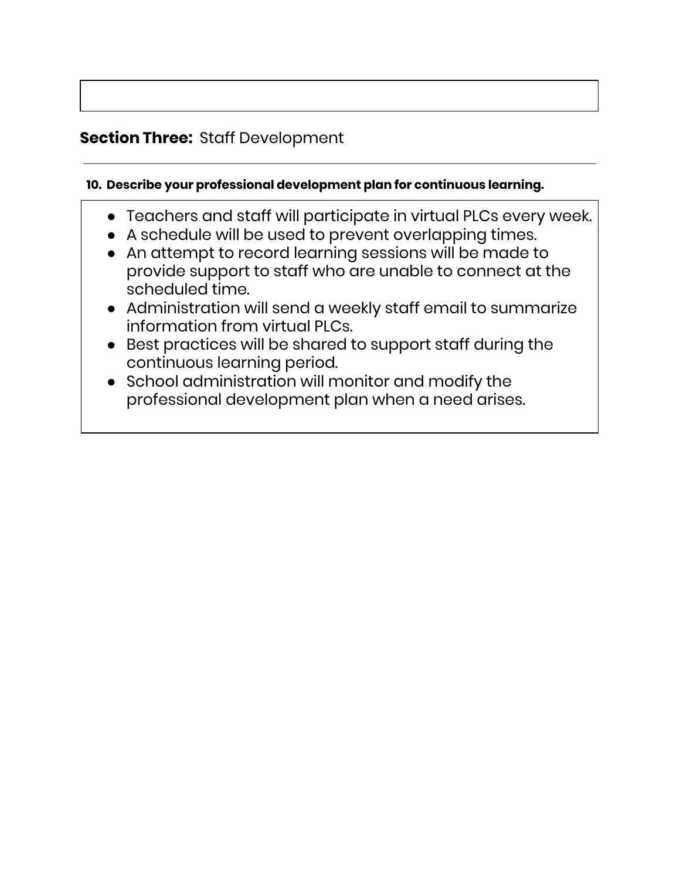## **Section Three:** Staff Development

---

**10. Describe your professional development plan for continuous learning.**

- Teachers and staff will participate in virtual PLCs every week.
- A schedule will be used to prevent overlapping times.
- An attempt to record learning sessions will be made to provide support to staff who are unable to connect at the scheduled time.
- Administration will send a weekly staff email to summarize information from virtual PLCs.
- Best practices will be shared to support staff during the continuous learning period.
- School administration will monitor and modify the professional development plan when a need arises.